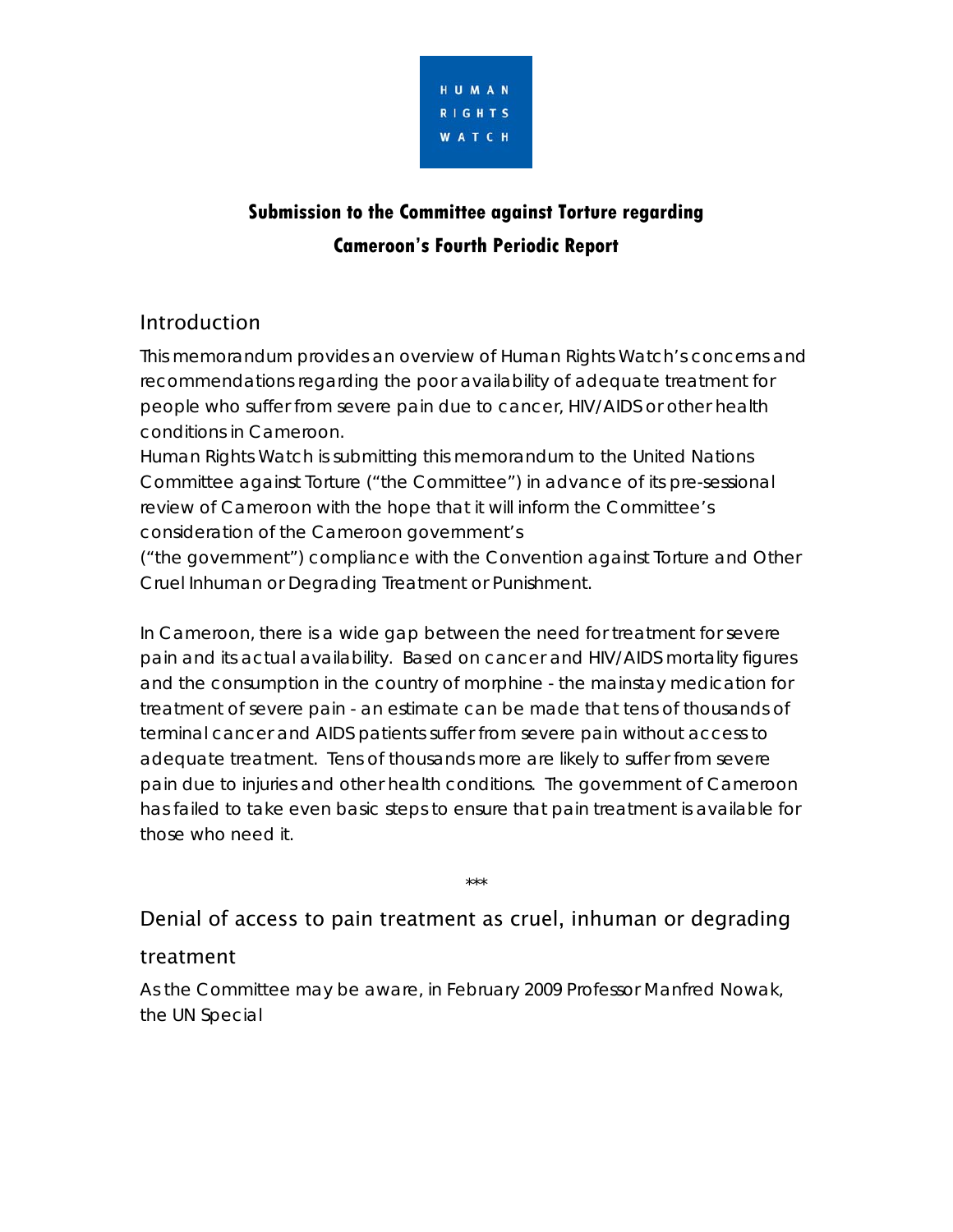HUMAN RIGHTS WATCH

# Submission to the Committee against Torture regarding Cameroon's Fourth Periodic Report

## Introduction

This memorandum provides an overview of Human Rights Watch's concerns and recommendations regarding the poor availability of adequate treatment for people who suffer from severe pain due to cancer, HIV/AIDS or other health conditions in Cameroon.

Human Rights Watch is submitting this memorandum to the United Nations Committee against Torture ("the Committee") in advance of its pre-sessional review of Cameroon with the hope that it will inform the Committee's consideration of the Cameroon government's ("the government") compliance with the Convention against Torture and Other Cruel Inhuman or Degrading Treatment or Punishment.

In Cameroon, there is a wide gap between the need for treatment for severe pain and its actual availability. Based on cancer and HIV/AIDS mortality figures and the consumption in the country of morphine - the mainstay medication for treatment of severe pain - an estimate can be made that tens of thousands of terminal cancer and AIDS patients suffer from severe pain without access to adequate treatment. Tens of thousands more are likely to suffer from severe pain due to injuries and other health conditions. The government of Cameroon has failed to take even basic steps to ensure that pain treatment is available for those who need it.

***

## Denial of access to pain treatment as cruel, inhuman or degrading treatment

As the Committee may be aware, in February 2009 Professor Manfred Nowak, the UN Special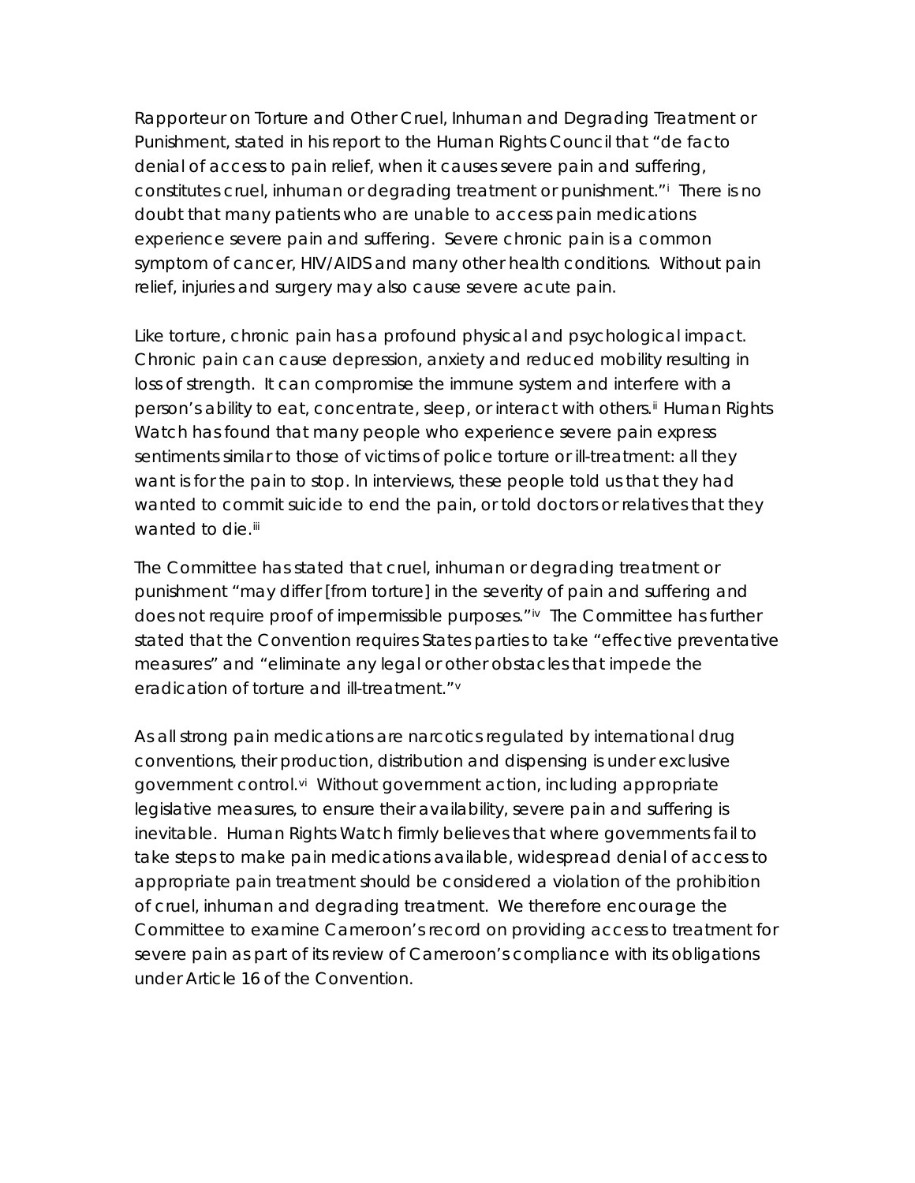Rapporteur on Torture and Other Cruel, Inhuman and Degrading Treatment or Punishment, stated in his report to the Human Rights Council that "de facto denial of access to pain relief, when it causes severe pain and suffering, constitutes cruel, inhuman or degrading treatment or punishment."[i] There is no doubt that many patients who are unable to access pain medications experience severe pain and suffering. Severe chronic pain is a common symptom of cancer, HIV/AIDS and many other health conditions. Without pain relief, injuries and surgery may also cause severe acute pain.

Like torture, chronic pain has a profound physical and psychological impact. Chronic pain can cause depression, anxiety and reduced mobility resulting in loss of strength. It can compromise the immune system and interfere with a person's ability to eat, concentrate, sleep, or interact with others.[ii] Human Rights Watch has found that many people who experience severe pain express sentiments similar to those of victims of police torture or ill-treatment: all they want is for the pain to stop. In interviews, these people told us that they had wanted to commit suicide to end the pain, or told doctors or relatives that they wanted to die.[iii]

The Committee has stated that cruel, inhuman or degrading treatment or punishment "may differ [from torture] in the severity of pain and suffering and does not require proof of impermissible purposes."[iv] The Committee has further stated that the Convention requires States parties to take "effective preventative measures" and "eliminate any legal or other obstacles that impede the eradication of torture and ill-treatment."[v]

As all strong pain medications are narcotics regulated by international drug conventions, their production, distribution and dispensing is under exclusive government control.[vi] Without government action, including appropriate legislative measures, to ensure their availability, severe pain and suffering is inevitable. Human Rights Watch firmly believes that where governments fail to take steps to make pain medications available, widespread denial of access to appropriate pain treatment should be considered a violation of the prohibition of cruel, inhuman and degrading treatment. We therefore encourage the Committee to examine Cameroon's record on providing access to treatment for severe pain as part of its review of Cameroon's compliance with its obligations under Article 16 of the Convention.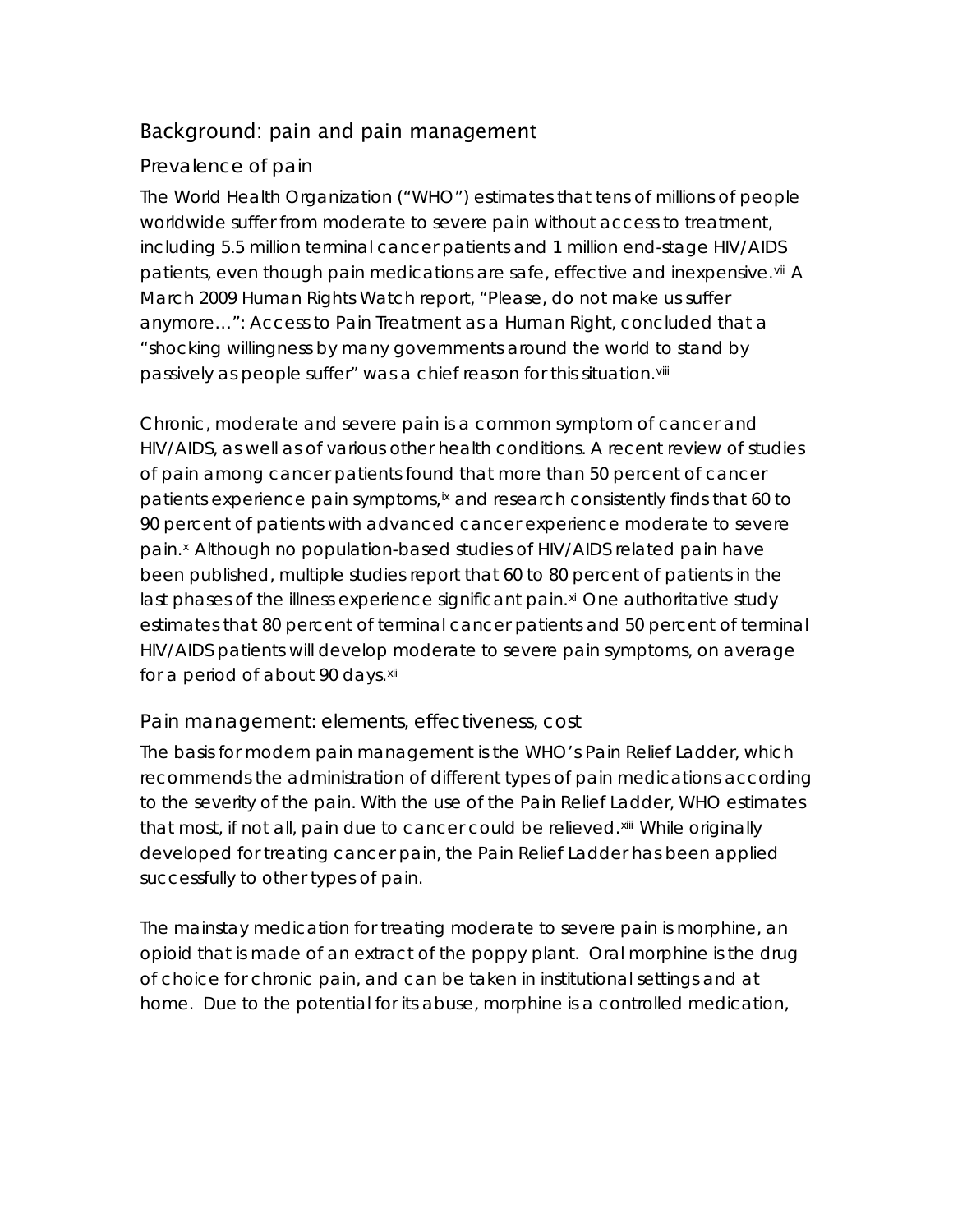## Background: pain and pain management

### Prevalence of pain

The World Health Organization ("WHO") estimates that tens of millions of people worldwide suffer from moderate to severe pain without access to treatment, including 5.5 million terminal cancer patients and 1 million end-stage HIV/AIDS patients, even though pain medications are safe, effective and inexpensive.[vii] A March 2009 Human Rights Watch report, "Please, do not make us suffer anymore…": Access to Pain Treatment as a Human Right, concluded that a "shocking willingness by many governments around the world to stand by passively as people suffer" was a chief reason for this situation.[viii]

Chronic, moderate and severe pain is a common symptom of cancer and HIV/AIDS, as well as of various other health conditions. A recent review of studies of pain among cancer patients found that more than 50 percent of cancer patients experience pain symptoms,[ix] and research consistently finds that 60 to 90 percent of patients with advanced cancer experience moderate to severe pain.[x] Although no population-based studies of HIV/AIDS related pain have been published, multiple studies report that 60 to 80 percent of patients in the last phases of the illness experience significant pain.[xi] One authoritative study estimates that 80 percent of terminal cancer patients and 50 percent of terminal HIV/AIDS patients will develop moderate to severe pain symptoms, on average for a period of about 90 days.[xii]

### Pain management: elements, effectiveness, cost

The basis for modern pain management is the WHO's Pain Relief Ladder, which recommends the administration of different types of pain medications according to the severity of the pain. With the use of the Pain Relief Ladder, WHO estimates that most, if not all, pain due to cancer could be relieved.[xiii] While originally developed for treating cancer pain, the Pain Relief Ladder has been applied successfully to other types of pain.

The mainstay medication for treating moderate to severe pain is morphine, an opioid that is made of an extract of the poppy plant. Oral morphine is the drug of choice for chronic pain, and can be taken in institutional settings and at home. Due to the potential for its abuse, morphine is a controlled medication,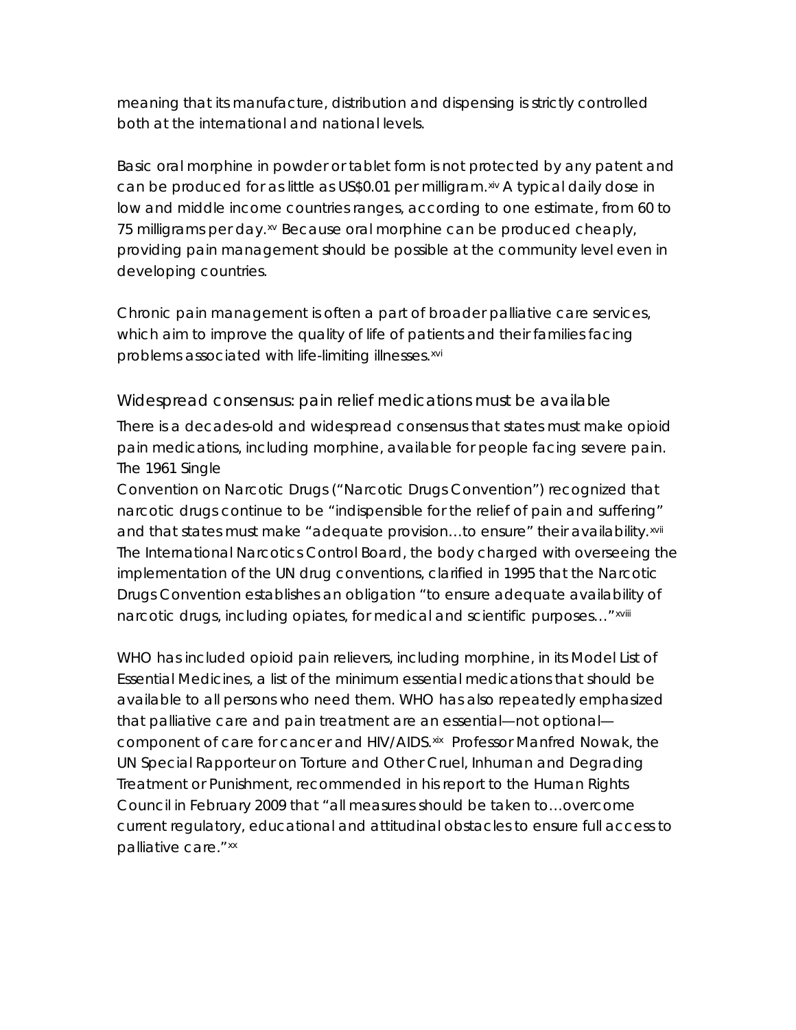meaning that its manufacture, distribution and dispensing is strictly controlled both at the international and national levels.

Basic oral morphine in powder or tablet form is not protected by any patent and can be produced for as little as US$0.01 per milligram.[xiv] A typical daily dose in low and middle income countries ranges, according to one estimate, from 60 to 75 milligrams per day.[xv] Because oral morphine can be produced cheaply, providing pain management should be possible at the community level even in developing countries.

Chronic pain management is often a part of broader palliative care services, which aim to improve the quality of life of patients and their families facing problems associated with life-limiting illnesses.[xvi]

## Widespread consensus: pain relief medications must be available

There is a decades-old and widespread consensus that states must make opioid pain medications, including morphine, available for people facing severe pain. The 1961 Single Convention on Narcotic Drugs ("Narcotic Drugs Convention") recognized that narcotic drugs continue to be "indispensible for the relief of pain and suffering" and that states must make "adequate provision…to ensure" their availability.[xvii] The International Narcotics Control Board, the body charged with overseeing the implementation of the UN drug conventions, clarified in 1995 that the Narcotic Drugs Convention establishes an obligation "to ensure adequate availability of narcotic drugs, including opiates, for medical and scientific purposes…"[xviii]

WHO has included opioid pain relievers, including morphine, in its Model List of Essential Medicines, a list of the minimum essential medications that should be available to all persons who need them. WHO has also repeatedly emphasized that palliative care and pain treatment are an essential—not optional—component of care for cancer and HIV/AIDS.[xix] Professor Manfred Nowak, the UN Special Rapporteur on Torture and Other Cruel, Inhuman and Degrading Treatment or Punishment, recommended in his report to the Human Rights Council in February 2009 that "all measures should be taken to…overcome current regulatory, educational and attitudinal obstacles to ensure full access to palliative care."[xx]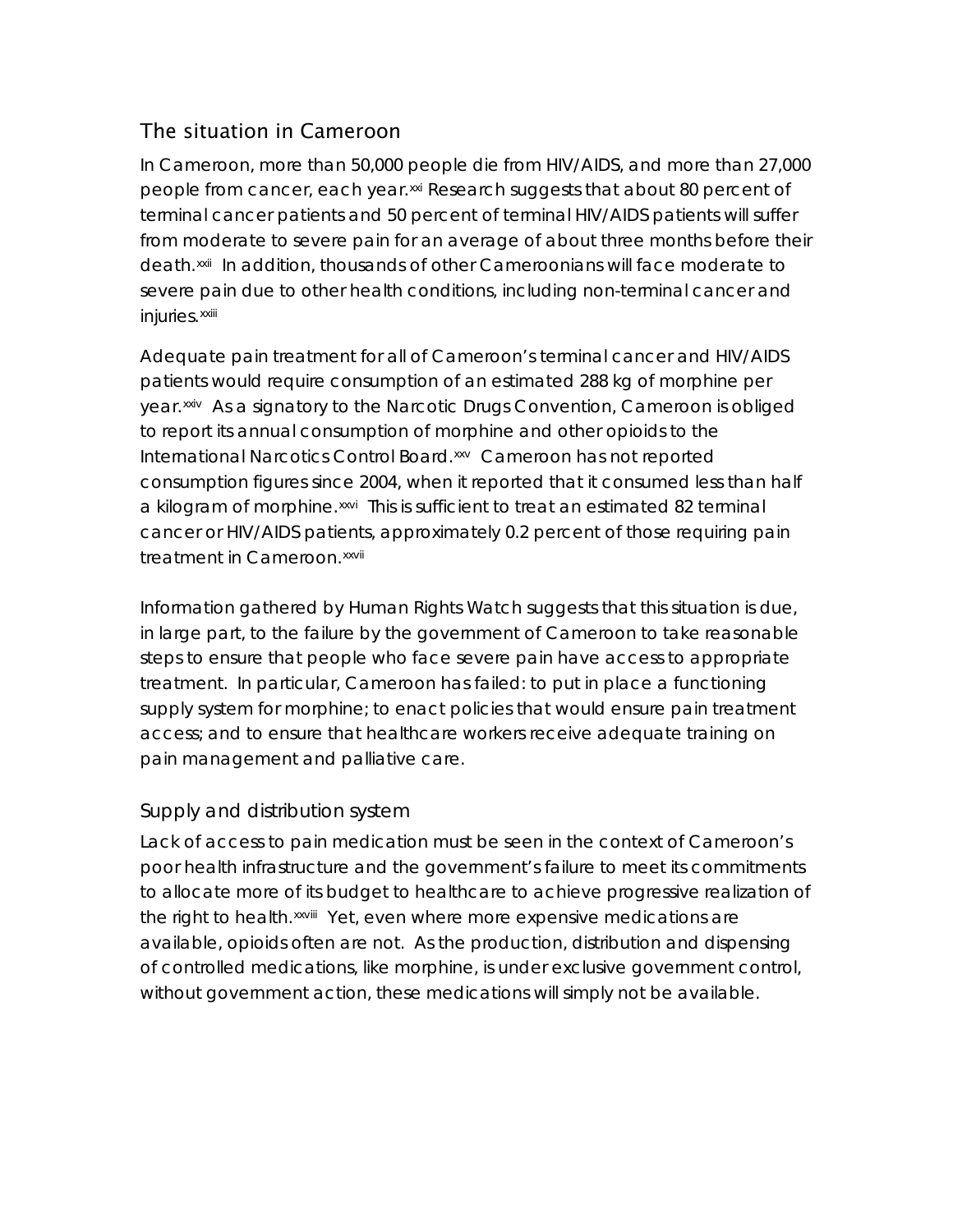## The situation in Cameroon

In Cameroon, more than 50,000 people die from HIV/AIDS, and more than 27,000 people from cancer, each year.[xxi] Research suggests that about 80 percent of terminal cancer patients and 50 percent of terminal HIV/AIDS patients will suffer from moderate to severe pain for an average of about three months before their death.[xxii] In addition, thousands of other Cameroonians will face moderate to severe pain due to other health conditions, including non-terminal cancer and injuries.[xxiii]

Adequate pain treatment for all of Cameroon's terminal cancer and HIV/AIDS patients would require consumption of an estimated 288 kg of morphine per year.[xxiv] As a signatory to the Narcotic Drugs Convention, Cameroon is obliged to report its annual consumption of morphine and other opioids to the International Narcotics Control Board.[xxv] Cameroon has not reported consumption figures since 2004, when it reported that it consumed less than half a kilogram of morphine.[xxvi] This is sufficient to treat an estimated 82 terminal cancer or HIV/AIDS patients, approximately 0.2 percent of those requiring pain treatment in Cameroon.[xxvii]

Information gathered by Human Rights Watch suggests that this situation is due, in large part, to the failure by the government of Cameroon to take reasonable steps to ensure that people who face severe pain have access to appropriate treatment. In particular, Cameroon has failed: to put in place a functioning supply system for morphine; to enact policies that would ensure pain treatment access; and to ensure that healthcare workers receive adequate training on pain management and palliative care.

### Supply and distribution system

Lack of access to pain medication must be seen in the context of Cameroon's poor health infrastructure and the government's failure to meet its commitments to allocate more of its budget to healthcare to achieve progressive realization of the right to health.[xxviii] Yet, even where more expensive medications are available, opioids often are not. As the production, distribution and dispensing of controlled medications, like morphine, is under exclusive government control, without government action, these medications will simply not be available.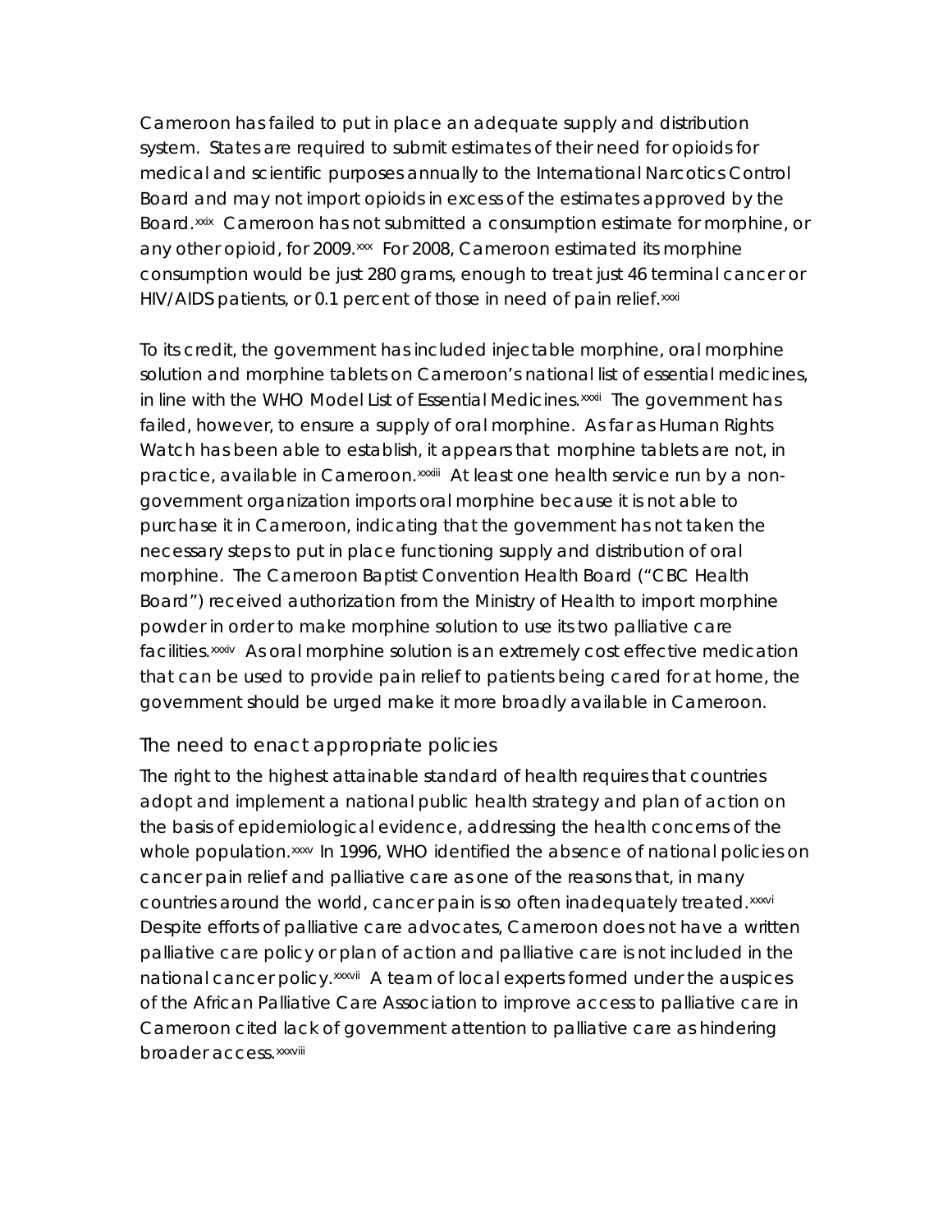Cameroon has failed to put in place an adequate supply and distribution system. States are required to submit estimates of their need for opioids for medical and scientific purposes annually to the International Narcotics Control Board and may not import opioids in excess of the estimates approved by the Board.[xxix] Cameroon has not submitted a consumption estimate for morphine, or any other opioid, for 2009.[xxx] For 2008, Cameroon estimated its morphine consumption would be just 280 grams, enough to treat just 46 terminal cancer or HIV/AIDS patients, or 0.1 percent of those in need of pain relief.[xxxi]

To its credit, the government has included injectable morphine, oral morphine solution and morphine tablets on Cameroon's national list of essential medicines, in line with the WHO Model List of Essential Medicines.[xxxii] The government has failed, however, to ensure a supply of oral morphine. As far as Human Rights Watch has been able to establish, it appears that morphine tablets are not, in practice, available in Cameroon.[xxxiii] At least one health service run by a non-government organization imports oral morphine because it is not able to purchase it in Cameroon, indicating that the government has not taken the necessary steps to put in place functioning supply and distribution of oral morphine. The Cameroon Baptist Convention Health Board ("CBC Health Board") received authorization from the Ministry of Health to import morphine powder in order to make morphine solution to use its two palliative care facilities.[xxxiv] As oral morphine solution is an extremely cost effective medication that can be used to provide pain relief to patients being cared for at home, the government should be urged make it more broadly available in Cameroon.

## The need to enact appropriate policies

The right to the highest attainable standard of health requires that countries adopt and implement a national public health strategy and plan of action on the basis of epidemiological evidence, addressing the health concerns of the whole population.[xxxv] In 1996, WHO identified the absence of national policies on cancer pain relief and palliative care as one of the reasons that, in many countries around the world, cancer pain is so often inadequately treated.[xxxvi] Despite efforts of palliative care advocates, Cameroon does not have a written palliative care policy or plan of action and palliative care is not included in the national cancer policy.[xxxvii] A team of local experts formed under the auspices of the African Palliative Care Association to improve access to palliative care in Cameroon cited lack of government attention to palliative care as hindering broader access.[xxxviii]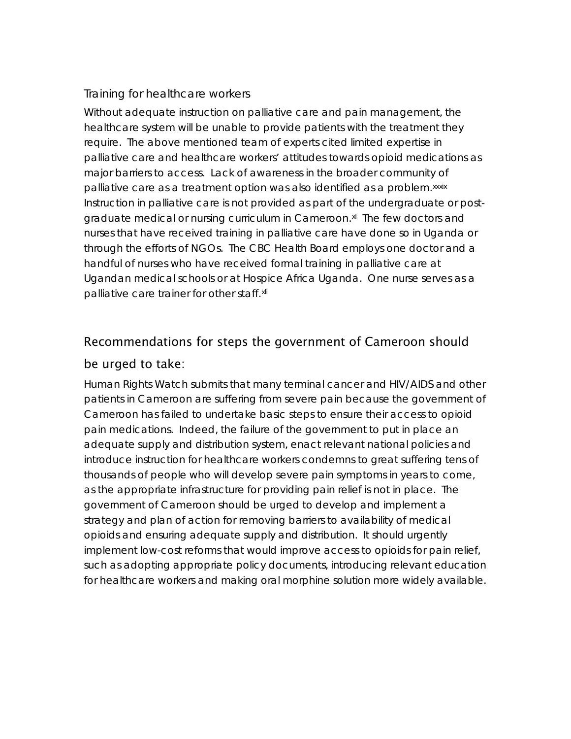### Training for healthcare workers

Without adequate instruction on palliative care and pain management, the healthcare system will be unable to provide patients with the treatment they require. The above mentioned team of experts cited limited expertise in palliative care and healthcare workers' attitudes towards opioid medications as major barriers to access. Lack of awareness in the broader community of palliative care as a treatment option was also identified as a problem.[xxxix] Instruction in palliative care is not provided as part of the undergraduate or post-graduate medical or nursing curriculum in Cameroon.[xl] The few doctors and nurses that have received training in palliative care have done so in Uganda or through the efforts of NGOs. The CBC Health Board employs one doctor and a handful of nurses who have received formal training in palliative care at Ugandan medical schools or at Hospice Africa Uganda. One nurse serves as a palliative care trainer for other staff.[xli]

## Recommendations for steps the government of Cameroon should be urged to take:

Human Rights Watch submits that many terminal cancer and HIV/AIDS and other patients in Cameroon are suffering from severe pain because the government of Cameroon has failed to undertake basic steps to ensure their access to opioid pain medications. Indeed, the failure of the government to put in place an adequate supply and distribution system, enact relevant national policies and introduce instruction for healthcare workers condemns to great suffering tens of thousands of people who will develop severe pain symptoms in years to come, as the appropriate infrastructure for providing pain relief is not in place. The government of Cameroon should be urged to develop and implement a strategy and plan of action for removing barriers to availability of medical opioids and ensuring adequate supply and distribution. It should urgently implement low-cost reforms that would improve access to opioids for pain relief, such as adopting appropriate policy documents, introducing relevant education for healthcare workers and making oral morphine solution more widely available.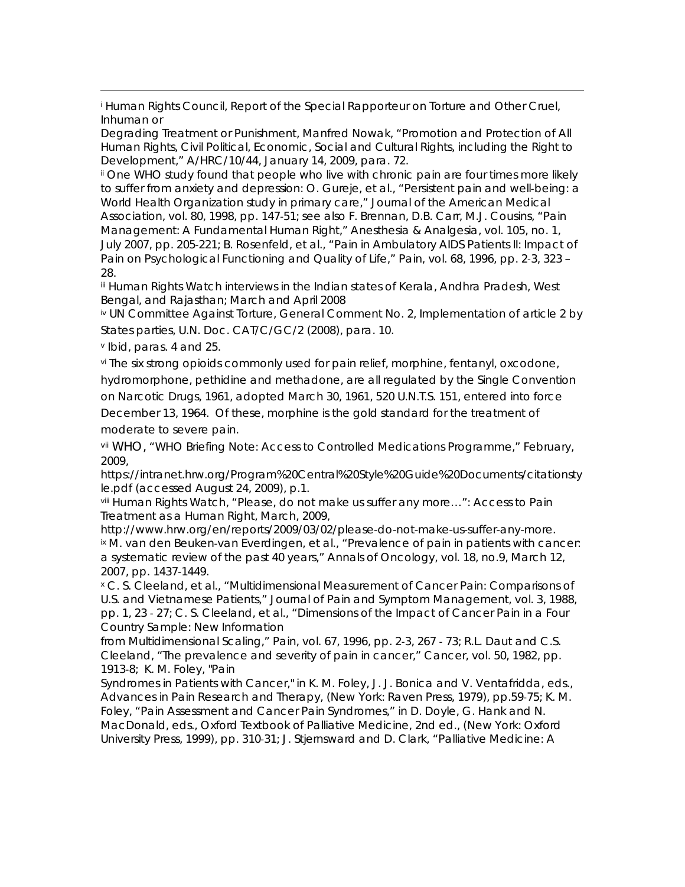[i] Human Rights Council, Report of the Special Rapporteur on Torture and Other Cruel, Inhuman or Degrading Treatment or Punishment, Manfred Nowak, "Promotion and Protection of All Human Rights, Civil Political, Economic, Social and Cultural Rights, including the Right to Development," A/HRC/10/44, January 14, 2009, para. 72.

[ii] One WHO study found that people who live with chronic pain are four times more likely to suffer from anxiety and depression: O. Gureje, et al., "Persistent pain and well-being: a World Health Organization study in primary care," Journal of the American Medical Association, vol. 80, 1998, pp. 147-51; see also F. Brennan, D.B. Carr, M.J. Cousins, "Pain Management: A Fundamental Human Right," Anesthesia & Analgesia, vol. 105, no. 1, July 2007, pp. 205-221; B. Rosenfeld, et al., "Pain in Ambulatory AIDS Patients II: Impact of Pain on Psychological Functioning and Quality of Life," Pain, vol. 68, 1996, pp. 2-3, 323 – 28.

[iii] Human Rights Watch interviews in the Indian states of Kerala, Andhra Pradesh, West Bengal, and Rajasthan; March and April 2008

[iv] UN Committee Against Torture, General Comment No. 2, Implementation of article 2 by States parties, U.N. Doc. CAT/C/GC/2 (2008), para. 10.

[v] Ibid, paras. 4 and 25.

[vi] The six strong opioids commonly used for pain relief, morphine, fentanyl, oxcodone, hydromorphone, pethidine and methadone, are all regulated by the Single Convention on Narcotic Drugs, 1961, adopted March 30, 1961, 520 U.N.T.S. 151, entered into force December 13, 1964. Of these, morphine is the gold standard for the treatment of moderate to severe pain.

[vii] WHO, "WHO Briefing Note: Access to Controlled Medications Programme," February, 2009, https://intranet.hrw.org/Program%20Central%20Style%20Guide%20Documents/citationstyle.pdf (accessed August 24, 2009), p.1.

[viii] Human Rights Watch, "Please, do not make us suffer any more…": Access to Pain Treatment as a Human Right, March, 2009, http://www.hrw.org/en/reports/2009/03/02/please-do-not-make-us-suffer-any-more.

[ix] M. van den Beuken-van Everdingen, et al., "Prevalence of pain in patients with cancer: a systematic review of the past 40 years," Annals of Oncology, vol. 18, no.9, March 12, 2007, pp. 1437-1449.

[x] C. S. Cleeland, et al., "Multidimensional Measurement of Cancer Pain: Comparisons of U.S. and Vietnamese Patients," Journal of Pain and Symptom Management, vol. 3, 1988, pp. 1, 23 - 27; C. S. Cleeland, et al., "Dimensions of the Impact of Cancer Pain in a Four Country Sample: New Information from Multidimensional Scaling," Pain, vol. 67, 1996, pp. 2-3, 267 - 73; R.L. Daut and C.S. Cleeland, "The prevalence and severity of pain in cancer," Cancer, vol. 50, 1982, pp. 1913-8; K. M. Foley, "Pain Syndromes in Patients with Cancer," in K. M. Foley, J. J. Bonica and V. Ventafridda, eds., Advances in Pain Research and Therapy, (New York: Raven Press, 1979), pp.59-75; K. M. Foley, "Pain Assessment and Cancer Pain Syndromes," in D. Doyle, G. Hank and N. MacDonald, eds., Oxford Textbook of Palliative Medicine, 2nd ed., (New York: Oxford University Press, 1999), pp. 310-31; J. Stjernsward and D. Clark, "Palliative Medicine: A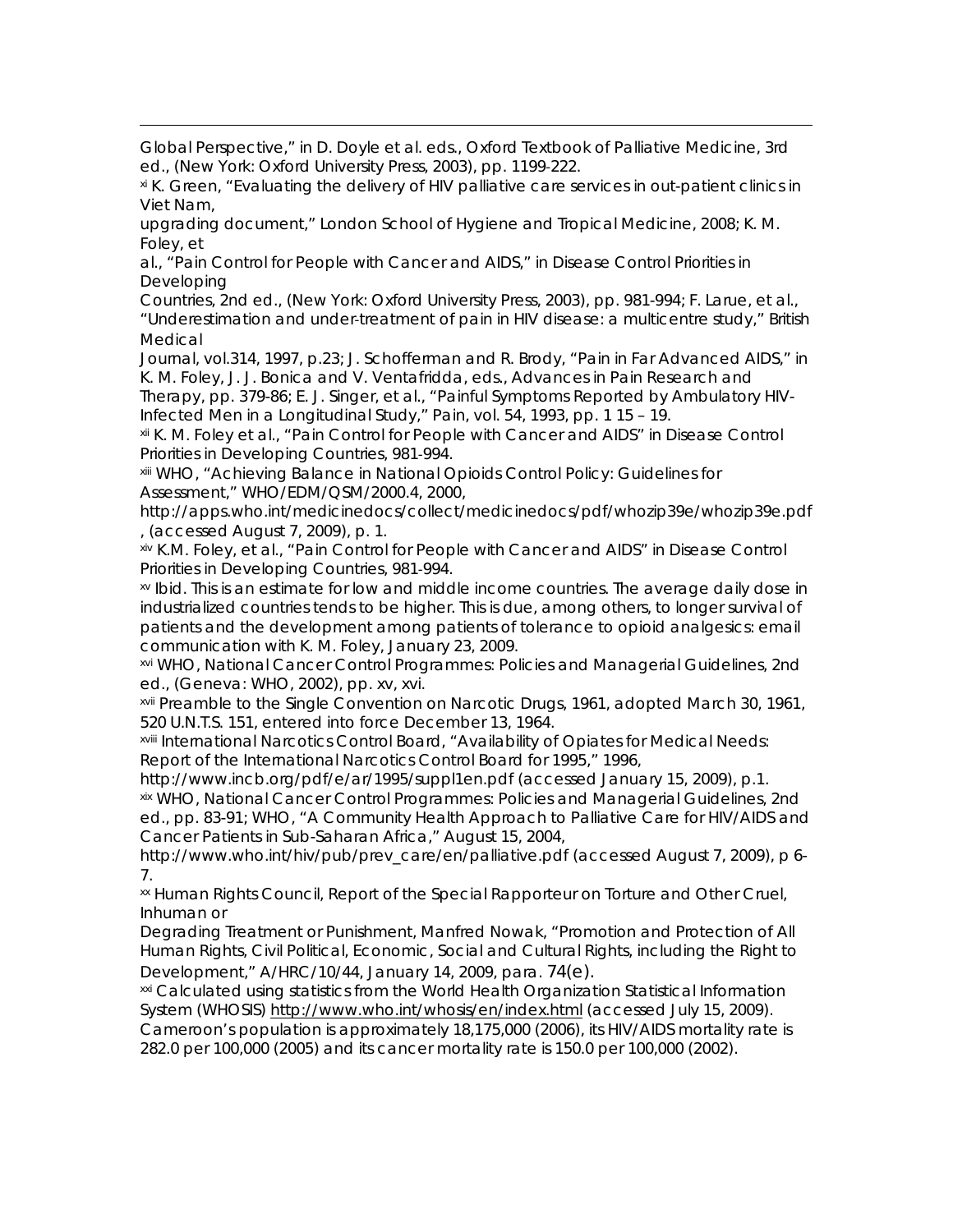Global Perspective," in D. Doyle et al. eds., Oxford Textbook of Palliative Medicine, 3rd ed., (New York: Oxford University Press, 2003), pp. 1199-222.

[xi] K. Green, "Evaluating the delivery of HIV palliative care services in out-patient clinics in Viet Nam, upgrading document," London School of Hygiene and Tropical Medicine, 2008; K. M. Foley, et al., "Pain Control for People with Cancer and AIDS," in Disease Control Priorities in Developing Countries, 2nd ed., (New York: Oxford University Press, 2003), pp. 981-994; F. Larue, et al., "Underestimation and under-treatment of pain in HIV disease: a multicentre study," British Medical Journal, vol.314, 1997, p.23; J. Schofferman and R. Brody, "Pain in Far Advanced AIDS," in K. M. Foley, J. J. Bonica and V. Ventafridda, eds., Advances in Pain Research and Therapy, pp. 379-86; E. J. Singer, et al., "Painful Symptoms Reported by Ambulatory HIV-Infected Men in a Longitudinal Study," Pain, vol. 54, 1993, pp. 1 15 – 19.

[xii] K. M. Foley et al., "Pain Control for People with Cancer and AIDS" in Disease Control Priorities in Developing Countries, 981-994.

[xiii] WHO, "Achieving Balance in National Opioids Control Policy: Guidelines for Assessment," WHO/EDM/QSM/2000.4, 2000, http://apps.who.int/medicinedocs/collect/medicinedocs/pdf/whozip39e/whozip39e.pdf , (accessed August 7, 2009), p. 1.

[xiv] K.M. Foley, et al., "Pain Control for People with Cancer and AIDS" in Disease Control Priorities in Developing Countries, 981-994.

[xv] Ibid. This is an estimate for low and middle income countries. The average daily dose in industrialized countries tends to be higher. This is due, among others, to longer survival of patients and the development among patients of tolerance to opioid analgesics: email communication with K. M. Foley, January 23, 2009.

[xvi] WHO, National Cancer Control Programmes: Policies and Managerial Guidelines, 2nd ed., (Geneva: WHO, 2002), pp. xv, xvi.

[xvii] Preamble to the Single Convention on Narcotic Drugs, 1961, adopted March 30, 1961, 520 U.N.T.S. 151, entered into force December 13, 1964.

[xviii] International Narcotics Control Board, "Availability of Opiates for Medical Needs: Report of the International Narcotics Control Board for 1995," 1996, http://www.incb.org/pdf/e/ar/1995/suppl1en.pdf (accessed January 15, 2009), p.1.

[xix] WHO, National Cancer Control Programmes: Policies and Managerial Guidelines, 2nd ed., pp. 83-91; WHO, "A Community Health Approach to Palliative Care for HIV/AIDS and Cancer Patients in Sub-Saharan Africa," August 15, 2004, http://www.who.int/hiv/pub/prev_care/en/palliative.pdf (accessed August 7, 2009), p 6-7.

[xx] Human Rights Council, Report of the Special Rapporteur on Torture and Other Cruel, Inhuman or Degrading Treatment or Punishment, Manfred Nowak, "Promotion and Protection of All Human Rights, Civil Political, Economic, Social and Cultural Rights, including the Right to Development," A/HRC/10/44, January 14, 2009, para. 74(e).

[xxi] Calculated using statistics from the World Health Organization Statistical Information System (WHOSIS) http://www.who.int/whosis/en/index.html (accessed July 15, 2009). Cameroon's population is approximately 18,175,000 (2006), its HIV/AIDS mortality rate is 282.0 per 100,000 (2005) and its cancer mortality rate is 150.0 per 100,000 (2002).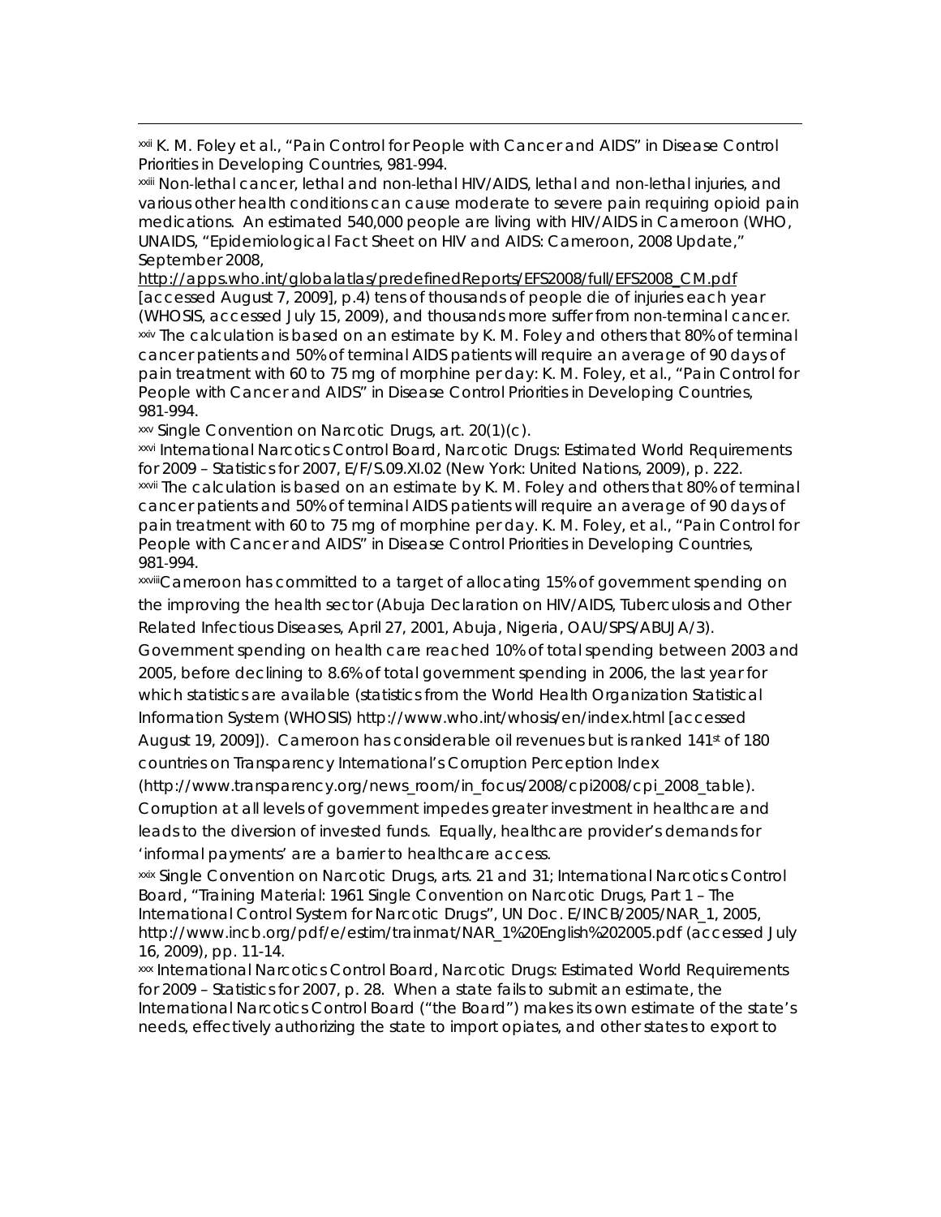[xxii] K. M. Foley et al., "Pain Control for People with Cancer and AIDS" in Disease Control Priorities in Developing Countries, 981-994.

[xxiii] Non-lethal cancer, lethal and non-lethal HIV/AIDS, lethal and non-lethal injuries, and various other health conditions can cause moderate to severe pain requiring opioid pain medications. An estimated 540,000 people are living with HIV/AIDS in Cameroon (WHO, UNAIDS, "Epidemiological Fact Sheet on HIV and AIDS: Cameroon, 2008 Update," September 2008, http://apps.who.int/globalatlas/predefinedReports/EFS2008/full/EFS2008_CM.pdf [accessed August 7, 2009], p.4) tens of thousands of people die of injuries each year (WHOSIS, accessed July 15, 2009), and thousands more suffer from non-terminal cancer.

[xxiv] The calculation is based on an estimate by K. M. Foley and others that 80% of terminal cancer patients and 50% of terminal AIDS patients will require an average of 90 days of pain treatment with 60 to 75 mg of morphine per day: K. M. Foley, et al., "Pain Control for People with Cancer and AIDS" in Disease Control Priorities in Developing Countries, 981-994.

[xxv] Single Convention on Narcotic Drugs, art. 20(1)(c).

[xxvi] International Narcotics Control Board, Narcotic Drugs: Estimated World Requirements for 2009 – Statistics for 2007, E/F/S.09.XI.02 (New York: United Nations, 2009), p. 222.

[xxvii] The calculation is based on an estimate by K. M. Foley and others that 80% of terminal cancer patients and 50% of terminal AIDS patients will require an average of 90 days of pain treatment with 60 to 75 mg of morphine per day. K. M. Foley, et al., "Pain Control for People with Cancer and AIDS" in Disease Control Priorities in Developing Countries, 981-994.

[xxviii] Cameroon has committed to a target of allocating 15% of government spending on the improving the health sector (Abuja Declaration on HIV/AIDS, Tuberculosis and Other Related Infectious Diseases, April 27, 2001, Abuja, Nigeria, OAU/SPS/ABUJA/3). Government spending on health care reached 10% of total spending between 2003 and 2005, before declining to 8.6% of total government spending in 2006, the last year for which statistics are available (statistics from the World Health Organization Statistical Information System (WHOSIS) http://www.who.int/whosis/en/index.html [accessed August 19, 2009]). Cameroon has considerable oil revenues but is ranked 141st of 180 countries on Transparency International's Corruption Perception Index (http://www.transparency.org/news_room/in_focus/2008/cpi2008/cpi_2008_table). Corruption at all levels of government impedes greater investment in healthcare and leads to the diversion of invested funds. Equally, healthcare provider's demands for 'informal payments' are a barrier to healthcare access.

[xxix] Single Convention on Narcotic Drugs, arts. 21 and 31; International Narcotics Control Board, "Training Material: 1961 Single Convention on Narcotic Drugs, Part 1 – The International Control System for Narcotic Drugs", UN Doc. E/INCB/2005/NAR_1, 2005, http://www.incb.org/pdf/e/estim/trainmat/NAR_1%20English%202005.pdf (accessed July 16, 2009), pp. 11-14.

[xxx] International Narcotics Control Board, Narcotic Drugs: Estimated World Requirements for 2009 – Statistics for 2007, p. 28. When a state fails to submit an estimate, the International Narcotics Control Board ("the Board") makes its own estimate of the state's needs, effectively authorizing the state to import opiates, and other states to export to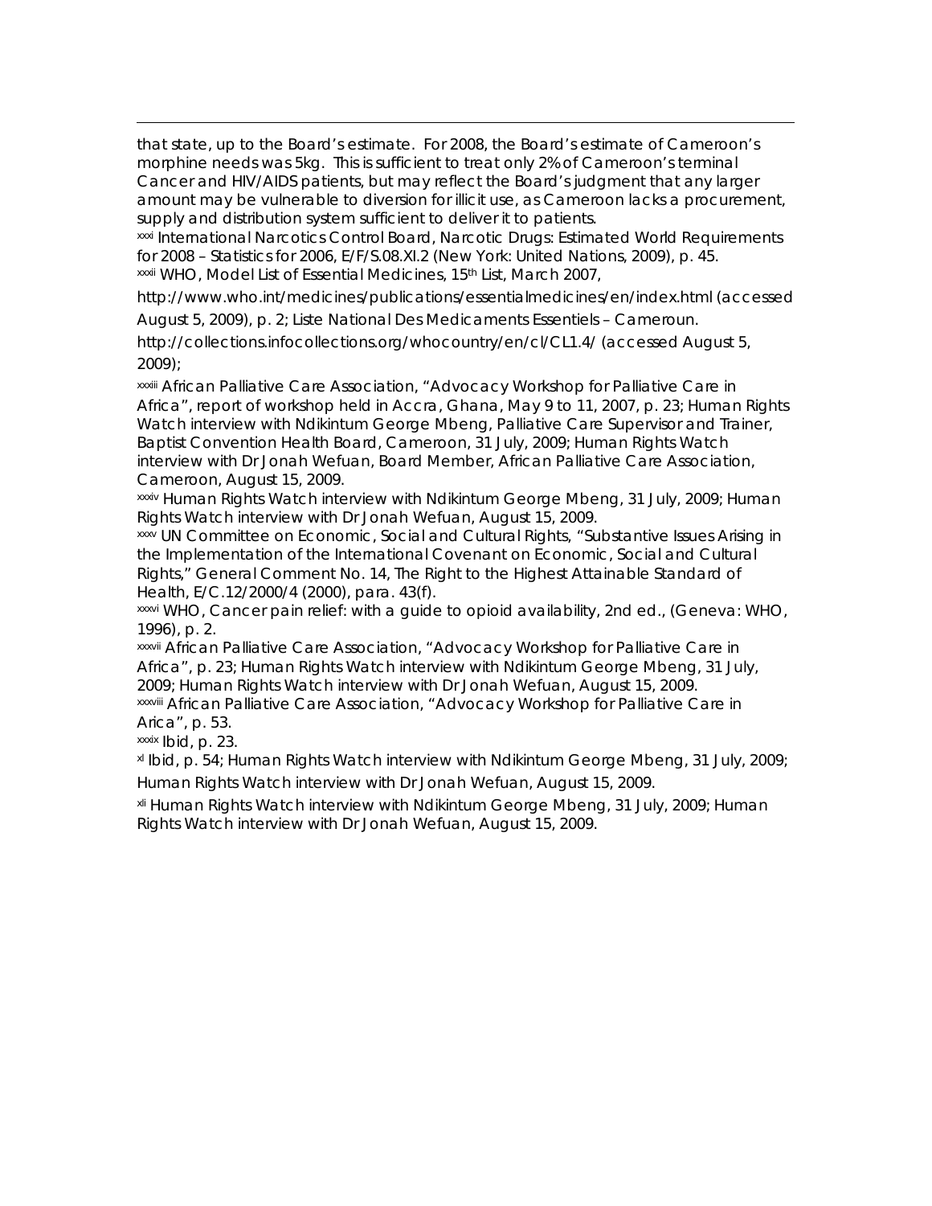that state, up to the Board's estimate. For 2008, the Board's estimate of Cameroon's morphine needs was 5kg. This is sufficient to treat only 2% of Cameroon's terminal Cancer and HIV/AIDS patients, but may reflect the Board's judgment that any larger amount may be vulnerable to diversion for illicit use, as Cameroon lacks a procurement, supply and distribution system sufficient to deliver it to patients.

[xxxi] International Narcotics Control Board, Narcotic Drugs: Estimated World Requirements for 2008 – Statistics for 2006, E/F/S.08.XI.2 (New York: United Nations, 2009), p. 45.

[xxxii] WHO, Model List of Essential Medicines, 15th List, March 2007, http://www.who.int/medicines/publications/essentialmedicines/en/index.html (accessed August 5, 2009), p. 2; Liste National Des Medicaments Essentiels – Cameroun. http://collections.infocollections.org/whocountry/en/cl/CL1.4/ (accessed August 5, 2009);

[xxxiii] African Palliative Care Association, "Advocacy Workshop for Palliative Care in Africa", report of workshop held in Accra, Ghana, May 9 to 11, 2007, p. 23; Human Rights Watch interview with Ndikintum George Mbeng, Palliative Care Supervisor and Trainer, Baptist Convention Health Board, Cameroon, 31 July, 2009; Human Rights Watch interview with Dr Jonah Wefuan, Board Member, African Palliative Care Association, Cameroon, August 15, 2009.

[xxxiv] Human Rights Watch interview with Ndikintum George Mbeng, 31 July, 2009; Human Rights Watch interview with Dr Jonah Wefuan, August 15, 2009.

[xxxv] UN Committee on Economic, Social and Cultural Rights, "Substantive Issues Arising in the Implementation of the International Covenant on Economic, Social and Cultural Rights," General Comment No. 14, The Right to the Highest Attainable Standard of Health, E/C.12/2000/4 (2000), para. 43(f).

[xxxvi] WHO, Cancer pain relief: with a guide to opioid availability, 2nd ed., (Geneva: WHO, 1996), p. 2.

[xxxvii] African Palliative Care Association, "Advocacy Workshop for Palliative Care in Africa", p. 23; Human Rights Watch interview with Ndikintum George Mbeng, 31 July, 2009; Human Rights Watch interview with Dr Jonah Wefuan, August 15, 2009.

[xxxviii] African Palliative Care Association, "Advocacy Workshop for Palliative Care in Arica", p. 53.

[xxxix] Ibid, p. 23.

[xl] Ibid, p. 54; Human Rights Watch interview with Ndikintum George Mbeng, 31 July, 2009; Human Rights Watch interview with Dr Jonah Wefuan, August 15, 2009.

[xli] Human Rights Watch interview with Ndikintum George Mbeng, 31 July, 2009; Human Rights Watch interview with Dr Jonah Wefuan, August 15, 2009.